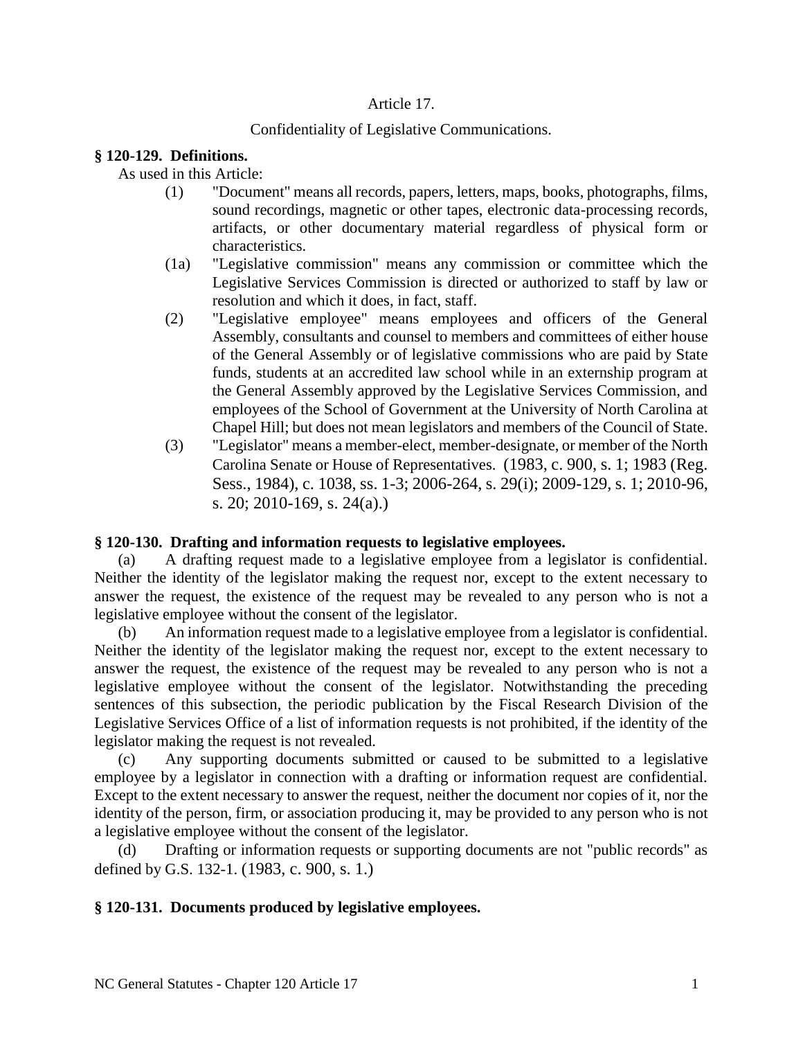Article 17.

Confidentiality of Legislative Communications.

**§ 120-129. Definitions.**

As used in this Article:

(1) "Document" means all records, papers, letters, maps, books, photographs, films, sound recordings, magnetic or other tapes, electronic data-processing records, artifacts, or other documentary material regardless of physical form or characteristics.

(1a) "Legislative commission" means any commission or committee which the Legislative Services Commission is directed or authorized to staff by law or resolution and which it does, in fact, staff.

(2) "Legislative employee" means employees and officers of the General Assembly, consultants and counsel to members and committees of either house of the General Assembly or of legislative commissions who are paid by State funds, students at an accredited law school while in an externship program at the General Assembly approved by the Legislative Services Commission, and employees of the School of Government at the University of North Carolina at Chapel Hill; but does not mean legislators and members of the Council of State.

(3) "Legislator" means a member-elect, member-designate, or member of the North Carolina Senate or House of Representatives. (1983, c. 900, s. 1; 1983 (Reg. Sess., 1984), c. 1038, ss. 1-3; 2006-264, s. 29(i); 2009-129, s. 1; 2010-96, s. 20; 2010-169, s. 24(a).)

**§ 120-130. Drafting and information requests to legislative employees.**

(a) A drafting request made to a legislative employee from a legislator is confidential. Neither the identity of the legislator making the request nor, except to the extent necessary to answer the request, the existence of the request may be revealed to any person who is not a legislative employee without the consent of the legislator.

(b) An information request made to a legislative employee from a legislator is confidential. Neither the identity of the legislator making the request nor, except to the extent necessary to answer the request, the existence of the request may be revealed to any person who is not a legislative employee without the consent of the legislator. Notwithstanding the preceding sentences of this subsection, the periodic publication by the Fiscal Research Division of the Legislative Services Office of a list of information requests is not prohibited, if the identity of the legislator making the request is not revealed.

(c) Any supporting documents submitted or caused to be submitted to a legislative employee by a legislator in connection with a drafting or information request are confidential. Except to the extent necessary to answer the request, neither the document nor copies of it, nor the identity of the person, firm, or association producing it, may be provided to any person who is not a legislative employee without the consent of the legislator.

(d) Drafting or information requests or supporting documents are not "public records" as defined by G.S. 132-1. (1983, c. 900, s. 1.)

**§ 120-131. Documents produced by legislative employees.**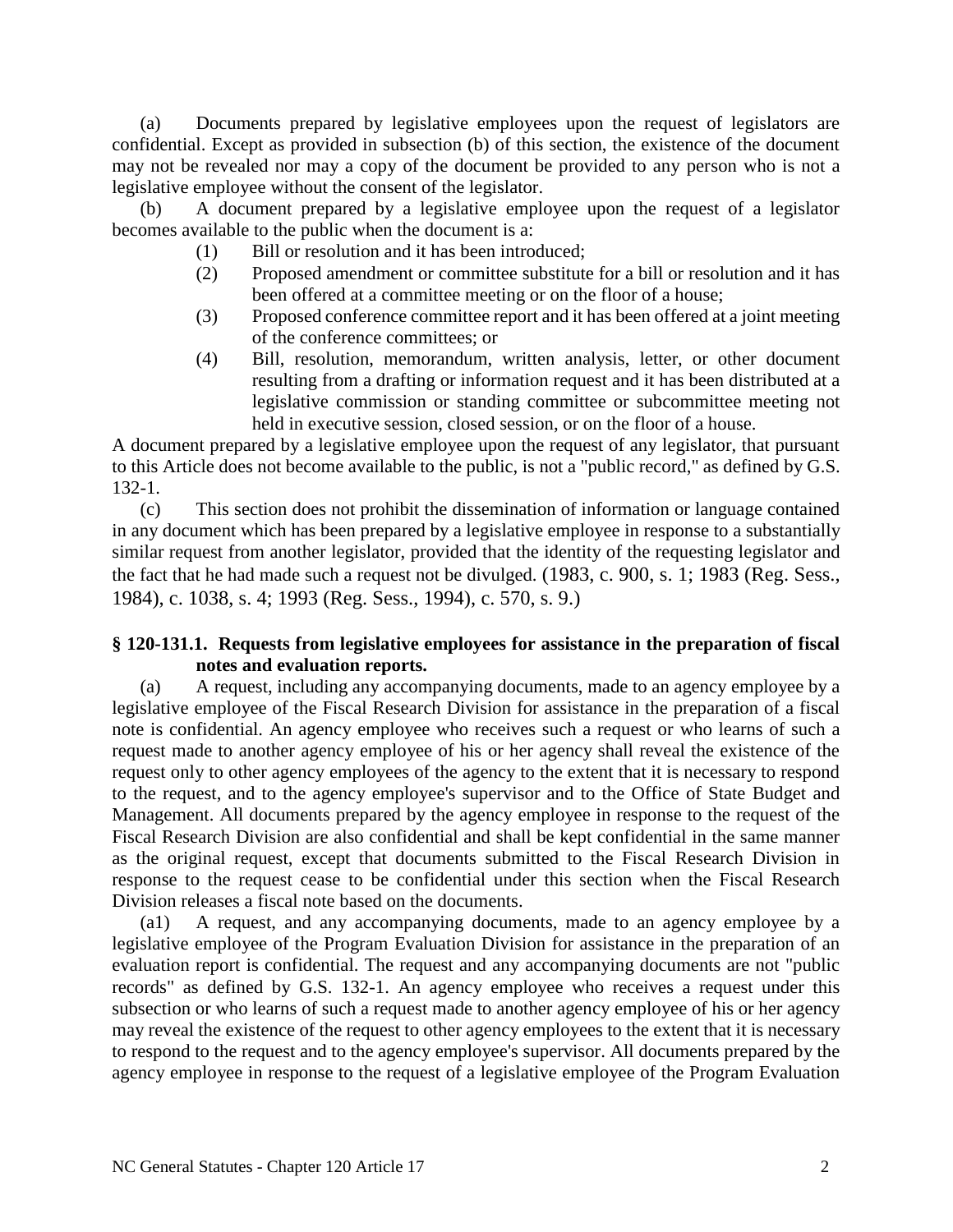(a) Documents prepared by legislative employees upon the request of legislators are confidential. Except as provided in subsection (b) of this section, the existence of the document may not be revealed nor may a copy of the document be provided to any person who is not a legislative employee without the consent of the legislator.

(b) A document prepared by a legislative employee upon the request of a legislator becomes available to the public when the document is a:

(1) Bill or resolution and it has been introduced;

(2) Proposed amendment or committee substitute for a bill or resolution and it has been offered at a committee meeting or on the floor of a house;

(3) Proposed conference committee report and it has been offered at a joint meeting of the conference committees; or

(4) Bill, resolution, memorandum, written analysis, letter, or other document resulting from a drafting or information request and it has been distributed at a legislative commission or standing committee or subcommittee meeting not held in executive session, closed session, or on the floor of a house.

A document prepared by a legislative employee upon the request of any legislator, that pursuant to this Article does not become available to the public, is not a "public record," as defined by G.S. 132-1.

(c) This section does not prohibit the dissemination of information or language contained in any document which has been prepared by a legislative employee in response to a substantially similar request from another legislator, provided that the identity of the requesting legislator and the fact that he had made such a request not be divulged. (1983, c. 900, s. 1; 1983 (Reg. Sess., 1984), c. 1038, s. 4; 1993 (Reg. Sess., 1994), c. 570, s. 9.)

### § 120-131.1. Requests from legislative employees for assistance in the preparation of fiscal notes and evaluation reports.

(a) A request, including any accompanying documents, made to an agency employee by a legislative employee of the Fiscal Research Division for assistance in the preparation of a fiscal note is confidential. An agency employee who receives such a request or who learns of such a request made to another agency employee of his or her agency shall reveal the existence of the request only to other agency employees of the agency to the extent that it is necessary to respond to the request, and to the agency employee's supervisor and to the Office of State Budget and Management. All documents prepared by the agency employee in response to the request of the Fiscal Research Division are also confidential and shall be kept confidential in the same manner as the original request, except that documents submitted to the Fiscal Research Division in response to the request cease to be confidential under this section when the Fiscal Research Division releases a fiscal note based on the documents.

(a1) A request, and any accompanying documents, made to an agency employee by a legislative employee of the Program Evaluation Division for assistance in the preparation of an evaluation report is confidential. The request and any accompanying documents are not "public records" as defined by G.S. 132-1. An agency employee who receives a request under this subsection or who learns of such a request made to another agency employee of his or her agency may reveal the existence of the request to other agency employees to the extent that it is necessary to respond to the request and to the agency employee's supervisor. All documents prepared by the agency employee in response to the request of a legislative employee of the Program Evaluation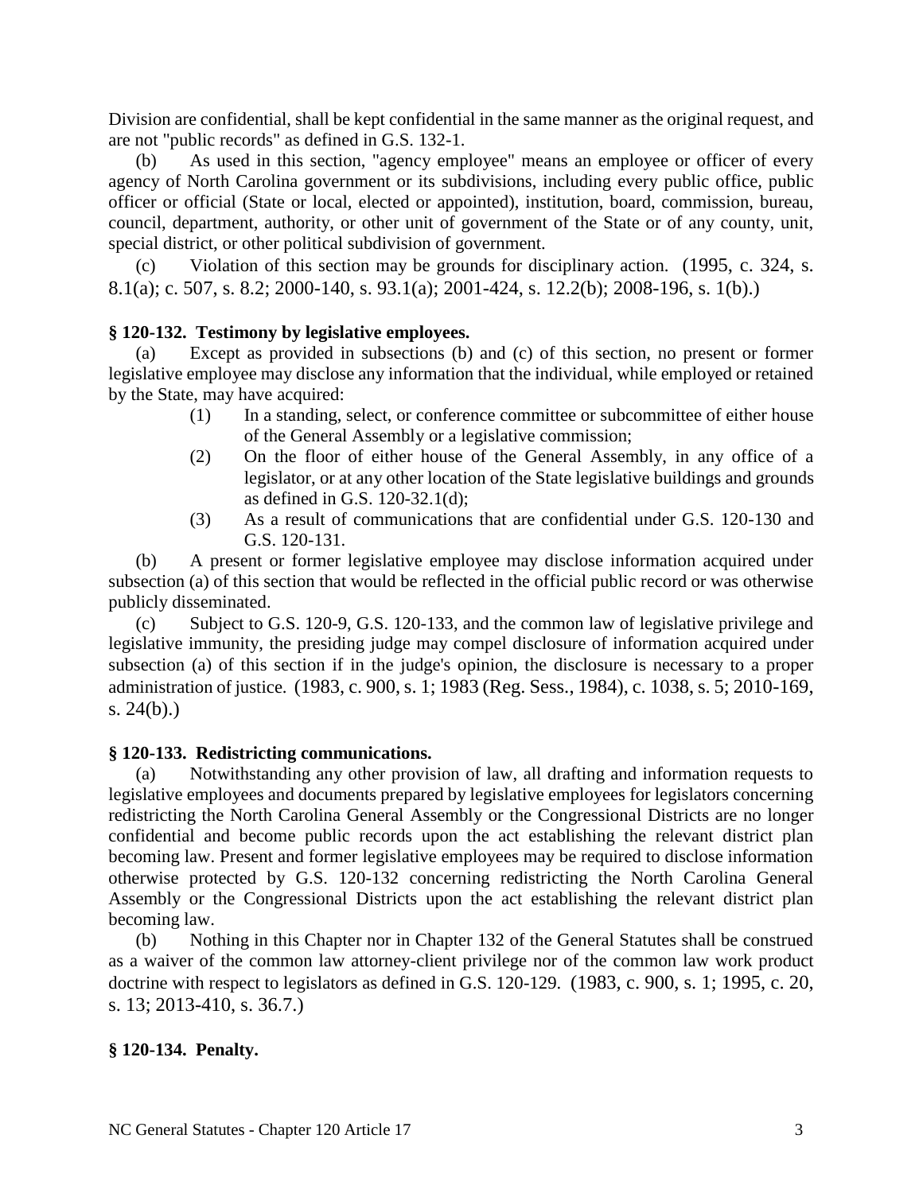Division are confidential, shall be kept confidential in the same manner as the original request, and are not "public records" as defined in G.S. 132-1.

(b) As used in this section, "agency employee" means an employee or officer of every agency of North Carolina government or its subdivisions, including every public office, public officer or official (State or local, elected or appointed), institution, board, commission, bureau, council, department, authority, or other unit of government of the State or of any county, unit, special district, or other political subdivision of government.

(c) Violation of this section may be grounds for disciplinary action. (1995, c. 324, s. 8.1(a); c. 507, s. 8.2; 2000-140, s. 93.1(a); 2001-424, s. 12.2(b); 2008-196, s. 1(b).)

**§ 120-132. Testimony by legislative employees.**

(a) Except as provided in subsections (b) and (c) of this section, no present or former legislative employee may disclose any information that the individual, while employed or retained by the State, may have acquired:

(1) In a standing, select, or conference committee or subcommittee of either house of the General Assembly or a legislative commission;

(2) On the floor of either house of the General Assembly, in any office of a legislator, or at any other location of the State legislative buildings and grounds as defined in G.S. 120-32.1(d);

(3) As a result of communications that are confidential under G.S. 120-130 and G.S. 120-131.

(b) A present or former legislative employee may disclose information acquired under subsection (a) of this section that would be reflected in the official public record or was otherwise publicly disseminated.

(c) Subject to G.S. 120-9, G.S. 120-133, and the common law of legislative privilege and legislative immunity, the presiding judge may compel disclosure of information acquired under subsection (a) of this section if in the judge's opinion, the disclosure is necessary to a proper administration of justice. (1983, c. 900, s. 1; 1983 (Reg. Sess., 1984), c. 1038, s. 5; 2010-169, s. 24(b).)

**§ 120-133. Redistricting communications.**

(a) Notwithstanding any other provision of law, all drafting and information requests to legislative employees and documents prepared by legislative employees for legislators concerning redistricting the North Carolina General Assembly or the Congressional Districts are no longer confidential and become public records upon the act establishing the relevant district plan becoming law. Present and former legislative employees may be required to disclose information otherwise protected by G.S. 120-132 concerning redistricting the North Carolina General Assembly or the Congressional Districts upon the act establishing the relevant district plan becoming law.

(b) Nothing in this Chapter nor in Chapter 132 of the General Statutes shall be construed as a waiver of the common law attorney-client privilege nor of the common law work product doctrine with respect to legislators as defined in G.S. 120-129. (1983, c. 900, s. 1; 1995, c. 20, s. 13; 2013-410, s. 36.7.)

**§ 120-134. Penalty.**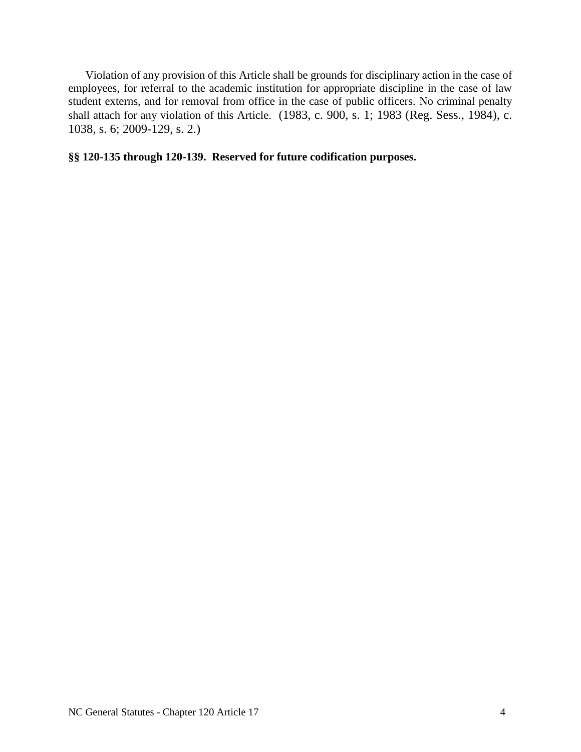Violation of any provision of this Article shall be grounds for disciplinary action in the case of employees, for referral to the academic institution for appropriate discipline in the case of law student externs, and for removal from office in the case of public officers. No criminal penalty shall attach for any violation of this Article. (1983, c. 900, s. 1; 1983 (Reg. Sess., 1984), c. 1038, s. 6; 2009-129, s. 2.)

**§§ 120-135 through 120-139. Reserved for future codification purposes.**